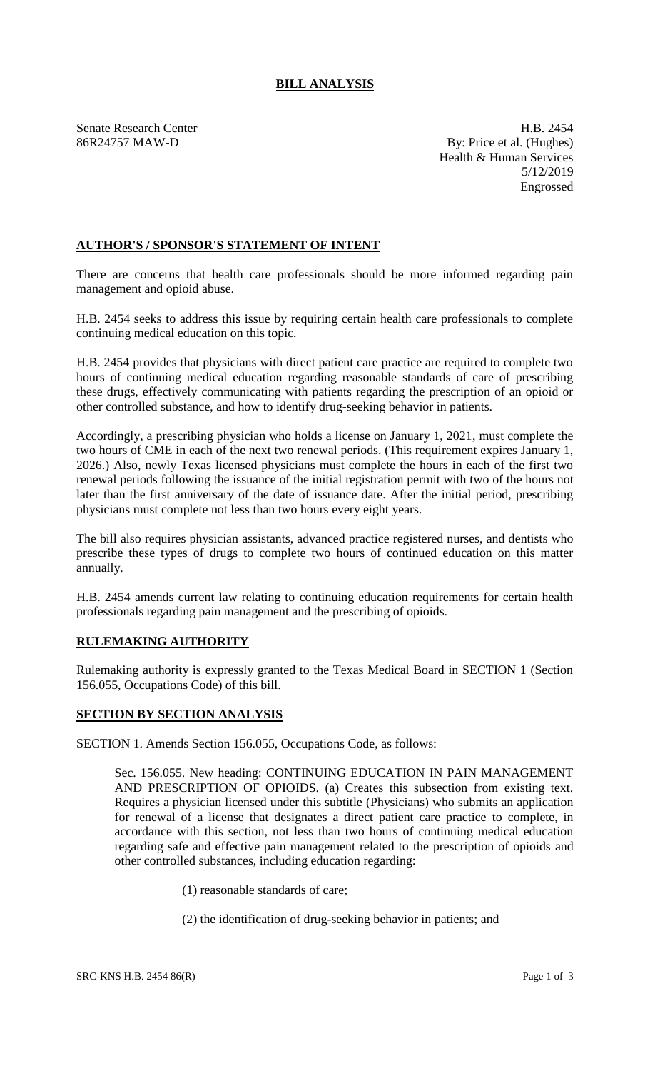# BILL ANALYSIS

Senate Research Center
86R24757 MAW-D

H.B. 2454
By: Price et al. (Hughes)
Health & Human Services
5/12/2019
Engrossed

## AUTHOR'S / SPONSOR'S STATEMENT OF INTENT

There are concerns that health care professionals should be more informed regarding pain management and opioid abuse.

H.B. 2454 seeks to address this issue by requiring certain health care professionals to complete continuing medical education on this topic.

H.B. 2454 provides that physicians with direct patient care practice are required to complete two hours of continuing medical education regarding reasonable standards of care of prescribing these drugs, effectively communicating with patients regarding the prescription of an opioid or other controlled substance, and how to identify drug-seeking behavior in patients.

Accordingly, a prescribing physician who holds a license on January 1, 2021, must complete the two hours of CME in each of the next two renewal periods. (This requirement expires January 1, 2026.) Also, newly Texas licensed physicians must complete the hours in each of the first two renewal periods following the issuance of the initial registration permit with two of the hours not later than the first anniversary of the date of issuance date. After the initial period, prescribing physicians must complete not less than two hours every eight years.

The bill also requires physician assistants, advanced practice registered nurses, and dentists who prescribe these types of drugs to complete two hours of continued education on this matter annually.

H.B. 2454 amends current law relating to continuing education requirements for certain health professionals regarding pain management and the prescribing of opioids.

## RULEMAKING AUTHORITY

Rulemaking authority is expressly granted to the Texas Medical Board in SECTION 1 (Section 156.055, Occupations Code) of this bill.

## SECTION BY SECTION ANALYSIS

SECTION 1. Amends Section 156.055, Occupations Code, as follows:

Sec. 156.055. New heading: CONTINUING EDUCATION IN PAIN MANAGEMENT AND PRESCRIPTION OF OPIOIDS. (a) Creates this subsection from existing text. Requires a physician licensed under this subtitle (Physicians) who submits an application for renewal of a license that designates a direct patient care practice to complete, in accordance with this section, not less than two hours of continuing medical education regarding safe and effective pain management related to the prescription of opioids and other controlled substances, including education regarding:

(1) reasonable standards of care;

(2) the identification of drug-seeking behavior in patients; and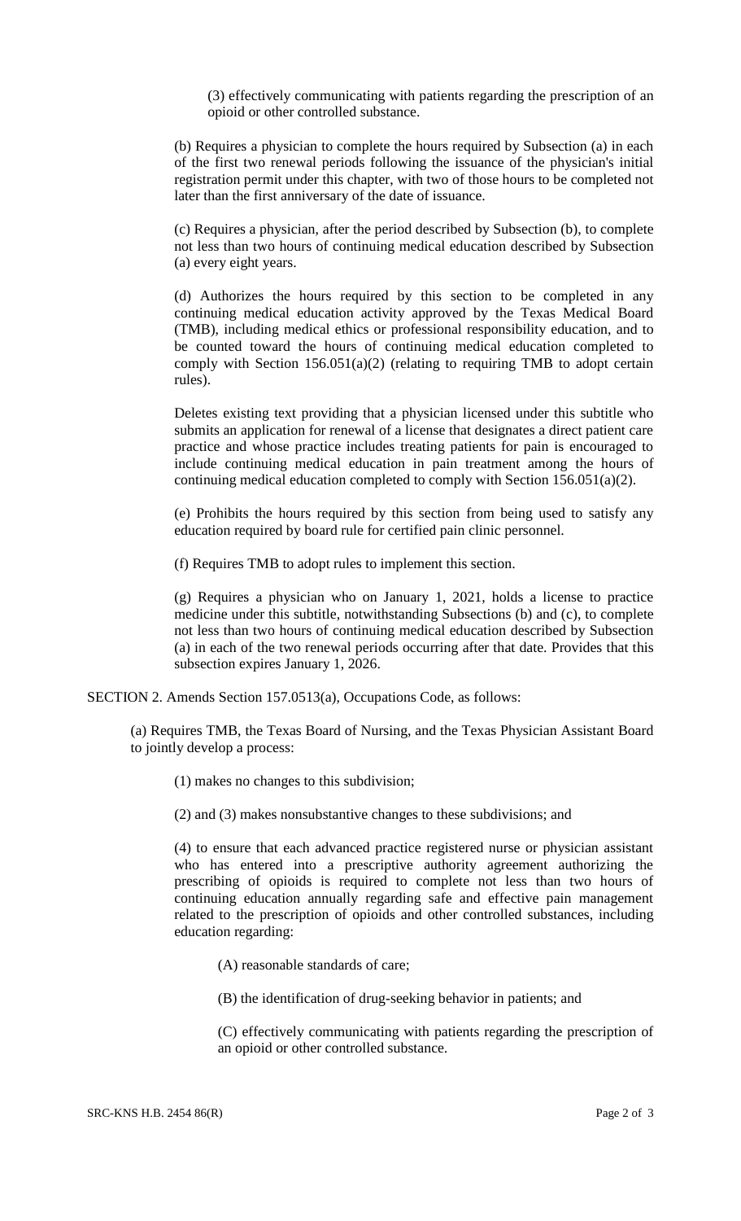(3) effectively communicating with patients regarding the prescription of an opioid or other controlled substance.

(b) Requires a physician to complete the hours required by Subsection (a) in each of the first two renewal periods following the issuance of the physician's initial registration permit under this chapter, with two of those hours to be completed not later than the first anniversary of the date of issuance.

(c) Requires a physician, after the period described by Subsection (b), to complete not less than two hours of continuing medical education described by Subsection (a) every eight years.

(d) Authorizes the hours required by this section to be completed in any continuing medical education activity approved by the Texas Medical Board (TMB), including medical ethics or professional responsibility education, and to be counted toward the hours of continuing medical education completed to comply with Section 156.051(a)(2) (relating to requiring TMB to adopt certain rules).

Deletes existing text providing that a physician licensed under this subtitle who submits an application for renewal of a license that designates a direct patient care practice and whose practice includes treating patients for pain is encouraged to include continuing medical education in pain treatment among the hours of continuing medical education completed to comply with Section 156.051(a)(2).

(e) Prohibits the hours required by this section from being used to satisfy any education required by board rule for certified pain clinic personnel.

(f) Requires TMB to adopt rules to implement this section.

(g) Requires a physician who on January 1, 2021, holds a license to practice medicine under this subtitle, notwithstanding Subsections (b) and (c), to complete not less than two hours of continuing medical education described by Subsection (a) in each of the two renewal periods occurring after that date. Provides that this subsection expires January 1, 2026.

SECTION 2. Amends Section 157.0513(a), Occupations Code, as follows:

(a) Requires TMB, the Texas Board of Nursing, and the Texas Physician Assistant Board to jointly develop a process:

(1) makes no changes to this subdivision;

(2) and (3) makes nonsubstantive changes to these subdivisions; and

(4) to ensure that each advanced practice registered nurse or physician assistant who has entered into a prescriptive authority agreement authorizing the prescribing of opioids is required to complete not less than two hours of continuing education annually regarding safe and effective pain management related to the prescription of opioids and other controlled substances, including education regarding:

(A) reasonable standards of care;

(B) the identification of drug-seeking behavior in patients; and

(C) effectively communicating with patients regarding the prescription of an opioid or other controlled substance.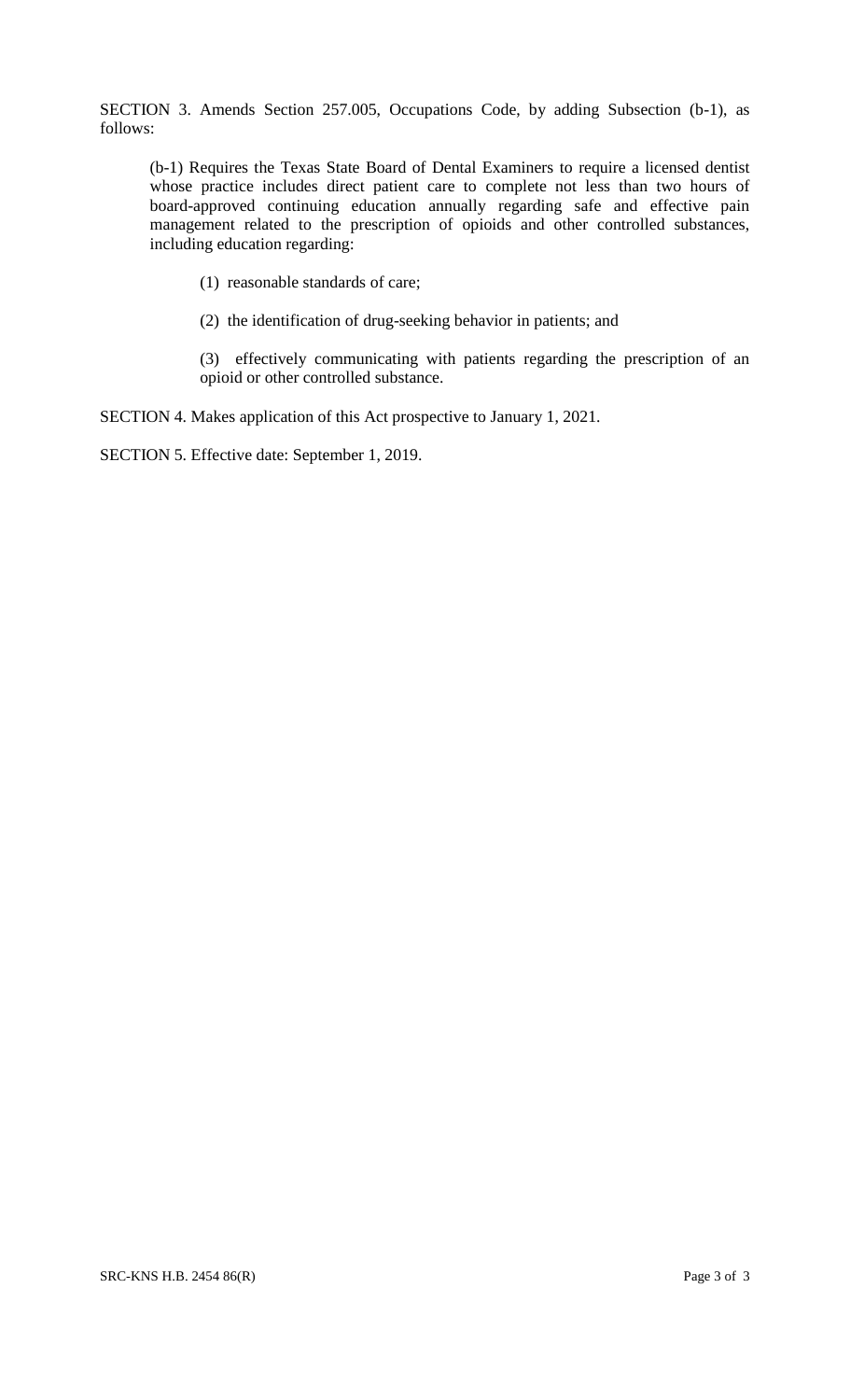SECTION 3. Amends Section 257.005, Occupations Code, by adding Subsection (b-1), as follows:

(b-1) Requires the Texas State Board of Dental Examiners to require a licensed dentist whose practice includes direct patient care to complete not less than two hours of board-approved continuing education annually regarding safe and effective pain management related to the prescription of opioids and other controlled substances, including education regarding:

(1) reasonable standards of care;

(2) the identification of drug-seeking behavior in patients; and

(3) effectively communicating with patients regarding the prescription of an opioid or other controlled substance.

SECTION 4. Makes application of this Act prospective to January 1, 2021.

SECTION 5. Effective date: September 1, 2019.

SRC-KNS H.B. 2454 86(R)